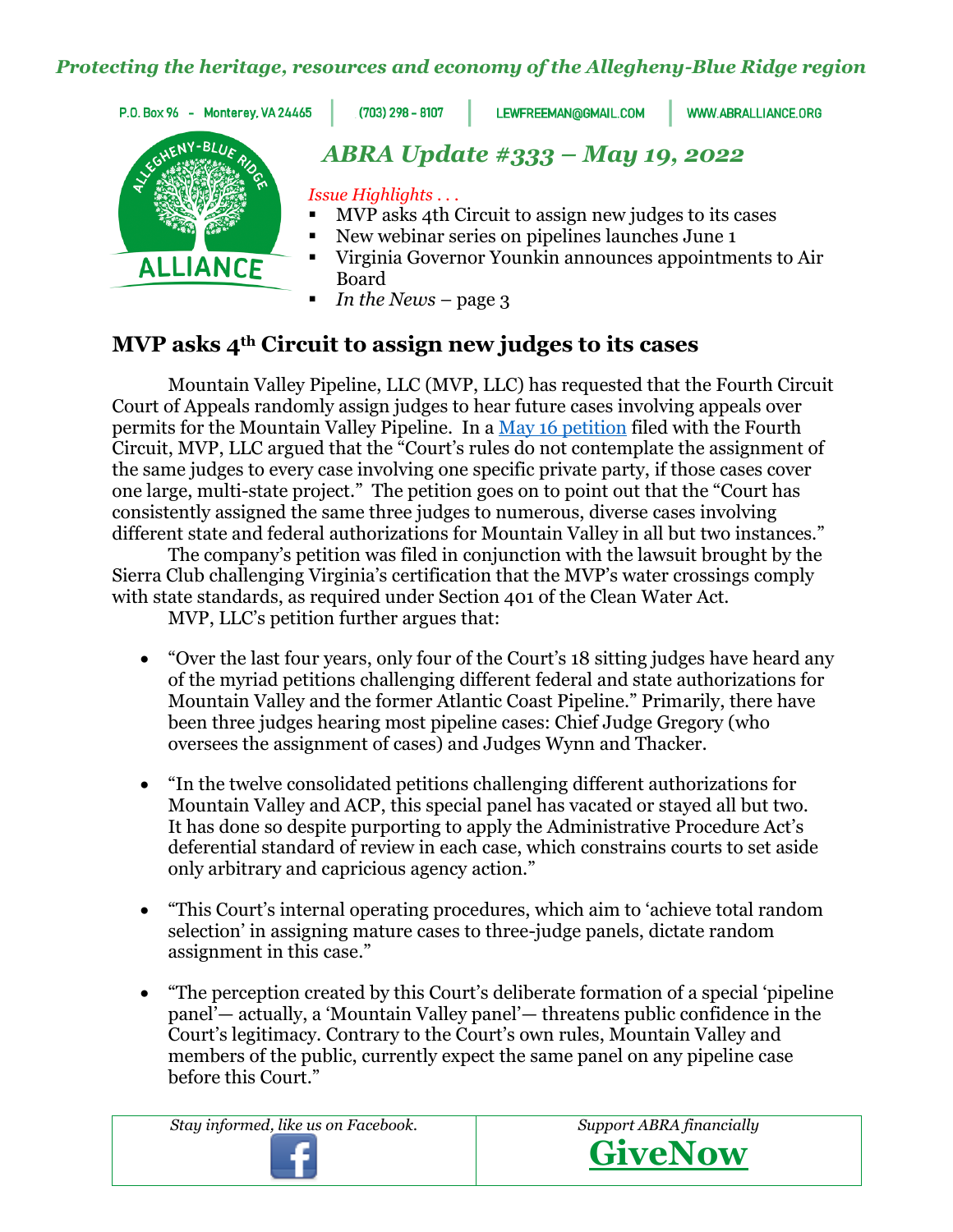*Protecting the heritage, resources and economy of the Allegheny-Blue Ridge region*

P.O. Box 96 - Monterey, VA 24465 | (703) 298 - 8107 | LEWFREEMAN@GMAIL.COM | WWW.ABRALLIANCE.ORG

# *ABRA Update #333 – May 19, 2022*

*Issue Highlights . . .*

- MVP asks 4th Circuit to assign new judges to its cases
- New webinar series on pipelines launches June 1
- Virginia Governor Younkin announces appointments to Air Board
- *In the News* – page 3

## MVP asks 4th Circuit to assign new judges to its cases

Mountain Valley Pipeline, LLC (MVP, LLC) has requested that the Fourth Circuit Court of Appeals randomly assign judges to hear future cases involving appeals over permits for the Mountain Valley Pipeline. In a May 16 petition filed with the Fourth Circuit, MVP, LLC argued that the "Court's rules do not contemplate the assignment of the same judges to every case involving one specific private party, if those cases cover one large, multi-state project." The petition goes on to point out that the "Court has consistently assigned the same three judges to numerous, diverse cases involving different state and federal authorizations for Mountain Valley in all but two instances."

The company's petition was filed in conjunction with the lawsuit brought by the Sierra Club challenging Virginia's certification that the MVP's water crossings comply with state standards, as required under Section 401 of the Clean Water Act.

MVP, LLC's petition further argues that:

- "Over the last four years, only four of the Court's 18 sitting judges have heard any of the myriad petitions challenging different federal and state authorizations for Mountain Valley and the former Atlantic Coast Pipeline." Primarily, there have been three judges hearing most pipeline cases: Chief Judge Gregory (who oversees the assignment of cases) and Judges Wynn and Thacker.

- "In the twelve consolidated petitions challenging different authorizations for Mountain Valley and ACP, this special panel has vacated or stayed all but two. It has done so despite purporting to apply the Administrative Procedure Act's deferential standard of review in each case, which constrains courts to set aside only arbitrary and capricious agency action."

- "This Court's internal operating procedures, which aim to 'achieve total random selection' in assigning mature cases to three-judge panels, dictate random assignment in this case."

- "The perception created by this Court's deliberate formation of a special 'pipeline panel'— actually, a 'Mountain Valley panel'— threatens public confidence in the Court's legitimacy. Contrary to the Court's own rules, Mountain Valley and members of the public, currently expect the same panel on any pipeline case before this Court."

| *Stay informed, like us on Facebook.* | *Support ABRA financially* **GiveNow** |
| --- | --- |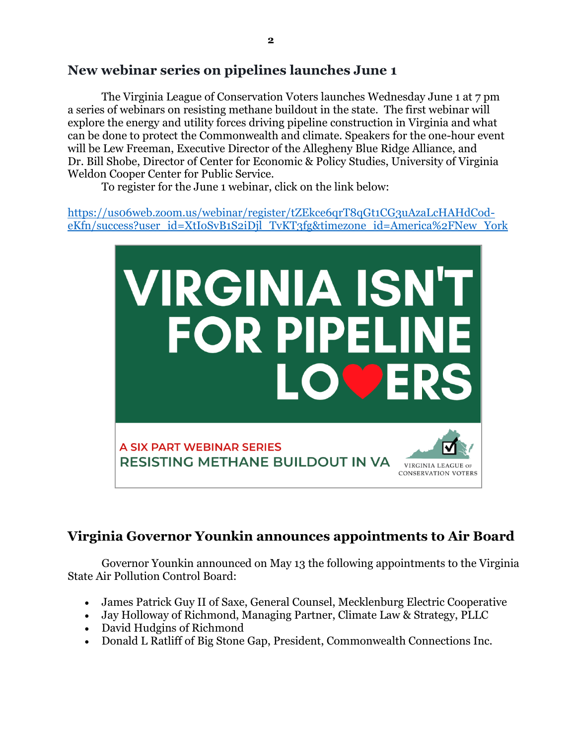## New webinar series on pipelines launches June 1

The Virginia League of Conservation Voters launches Wednesday June 1 at 7 pm a series of webinars on resisting methane buildout in the state. The first webinar will explore the energy and utility forces driving pipeline construction in Virginia and what can be done to protect the Commonwealth and climate. Speakers for the one-hour event will be Lew Freeman, Executive Director of the Allegheny Blue Ridge Alliance, and Dr. Bill Shobe, Director of Center for Economic & Policy Studies, University of Virginia Weldon Cooper Center for Public Service.

To register for the June 1 webinar, click on the link below:

https://us06web.zoom.us/webinar/register/tZEkce6qrT8qGt1CG3uAzaLcHAHdCod-eKfn/success?user_id=XtIoSvB1S2iDjl_TvKT3fg&timezone_id=America%2FNew_York

VIRGINIA ISN'T FOR PIPELINE LOVERS

A SIX PART WEBINAR SERIES
RESISTING METHANE BUILDOUT IN VA

VIRGINIA LEAGUE OF CONSERVATION VOTERS

## Virginia Governor Younkin announces appointments to Air Board

Governor Younkin announced on May 13 the following appointments to the Virginia State Air Pollution Control Board:

- James Patrick Guy II of Saxe, General Counsel, Mecklenburg Electric Cooperative
- Jay Holloway of Richmond, Managing Partner, Climate Law & Strategy, PLLC
- David Hudgins of Richmond
- Donald L Ratliff of Big Stone Gap, President, Commonwealth Connections Inc.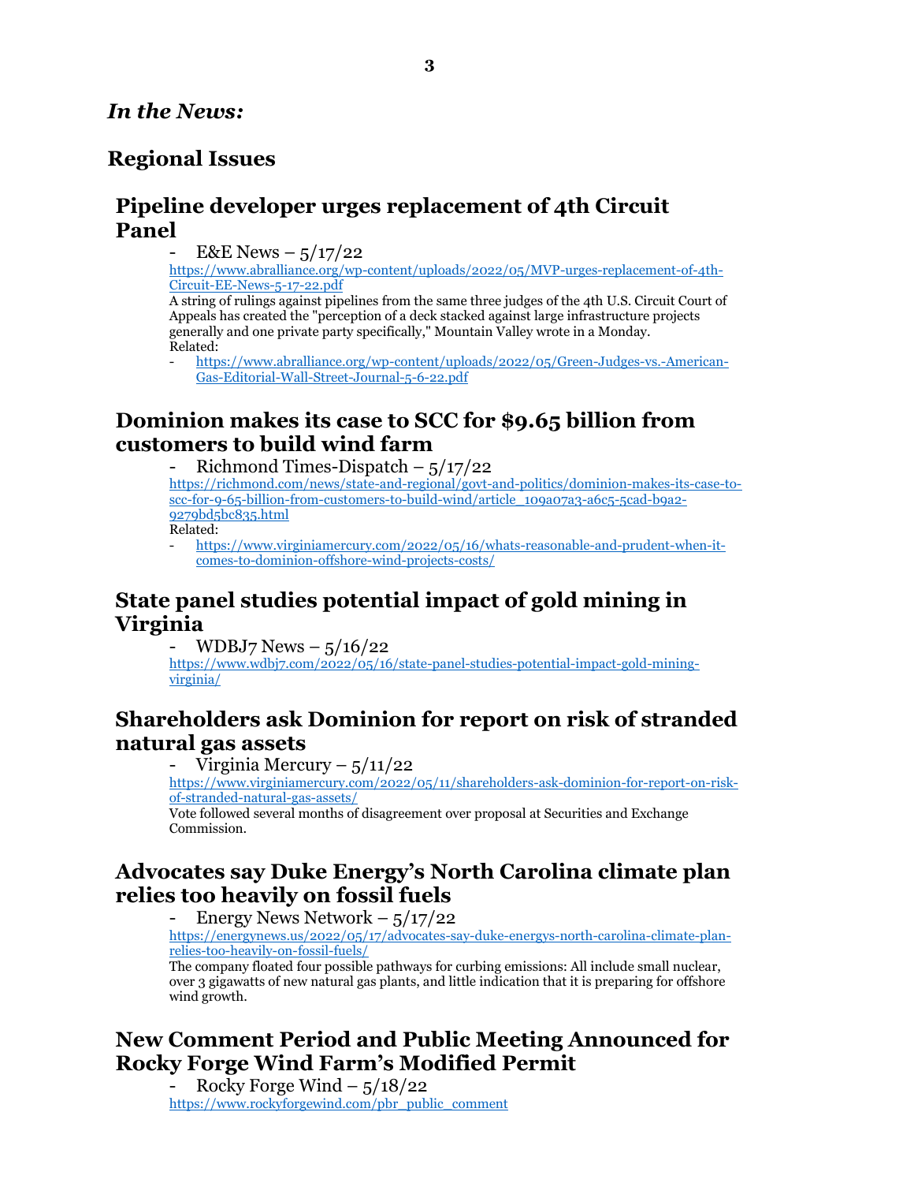*In the News:*

# Regional Issues

## Pipeline developer urges replacement of 4th Circuit Panel

- E&E News – 5/17/22

[https://www.abralliance.org/wp-content/uploads/2022/05/MVP-urges-replacement-of-4th-Circuit-EE-News-5-17-22.pdf](https://www.abralliance.org/wp-content/uploads/2022/05/MVP-urges-replacement-of-4th-Circuit-EE-News-5-17-22.pdf)

A string of rulings against pipelines from the same three judges of the 4th U.S. Circuit Court of Appeals has created the "perception of a deck stacked against large infrastructure projects generally and one private party specifically," Mountain Valley wrote in a Monday.

Related:

- [https://www.abralliance.org/wp-content/uploads/2022/05/Green-Judges-vs.-American-Gas-Editorial-Wall-Street-Journal-5-6-22.pdf](https://www.abralliance.org/wp-content/uploads/2022/05/Green-Judges-vs.-American-Gas-Editorial-Wall-Street-Journal-5-6-22.pdf)

## Dominion makes its case to SCC for $9.65 billion from customers to build wind farm

- Richmond Times-Dispatch – 5/17/22

[https://richmond.com/news/state-and-regional/govt-and-politics/dominion-makes-its-case-to-scc-for-9-65-billion-from-customers-to-build-wind/article_109a07a3-a6c5-5cad-b9a2-9279bd5bc835.html](https://richmond.com/news/state-and-regional/govt-and-politics/dominion-makes-its-case-to-scc-for-9-65-billion-from-customers-to-build-wind/article_109a07a3-a6c5-5cad-b9a2-9279bd5bc835.html)

Related:

- [https://www.virginiamercury.com/2022/05/16/whats-reasonable-and-prudent-when-it-comes-to-dominion-offshore-wind-projects-costs/](https://www.virginiamercury.com/2022/05/16/whats-reasonable-and-prudent-when-it-comes-to-dominion-offshore-wind-projects-costs/)

## State panel studies potential impact of gold mining in Virginia

- WDBJ7 News – 5/16/22

[https://www.wdbj7.com/2022/05/16/state-panel-studies-potential-impact-gold-mining-virginia/](https://www.wdbj7.com/2022/05/16/state-panel-studies-potential-impact-gold-mining-virginia/)

## Shareholders ask Dominion for report on risk of stranded natural gas assets

- Virginia Mercury – 5/11/22

[https://www.virginiamercury.com/2022/05/11/shareholders-ask-dominion-for-report-on-risk-of-stranded-natural-gas-assets/](https://www.virginiamercury.com/2022/05/11/shareholders-ask-dominion-for-report-on-risk-of-stranded-natural-gas-assets/)

Vote followed several months of disagreement over proposal at Securities and Exchange Commission.

## Advocates say Duke Energy's North Carolina climate plan relies too heavily on fossil fuels

- Energy News Network – 5/17/22

[https://energynews.us/2022/05/17/advocates-say-duke-energys-north-carolina-climate-plan-relies-too-heavily-on-fossil-fuels/](https://energynews.us/2022/05/17/advocates-say-duke-energys-north-carolina-climate-plan-relies-too-heavily-on-fossil-fuels/)

The company floated four possible pathways for curbing emissions: All include small nuclear, over 3 gigawatts of new natural gas plants, and little indication that it is preparing for offshore wind growth.

## New Comment Period and Public Meeting Announced for Rocky Forge Wind Farm's Modified Permit

- Rocky Forge Wind – 5/18/22

[https://www.rockyforgewind.com/pbr_public_comment](https://www.rockyforgewind.com/pbr_public_comment)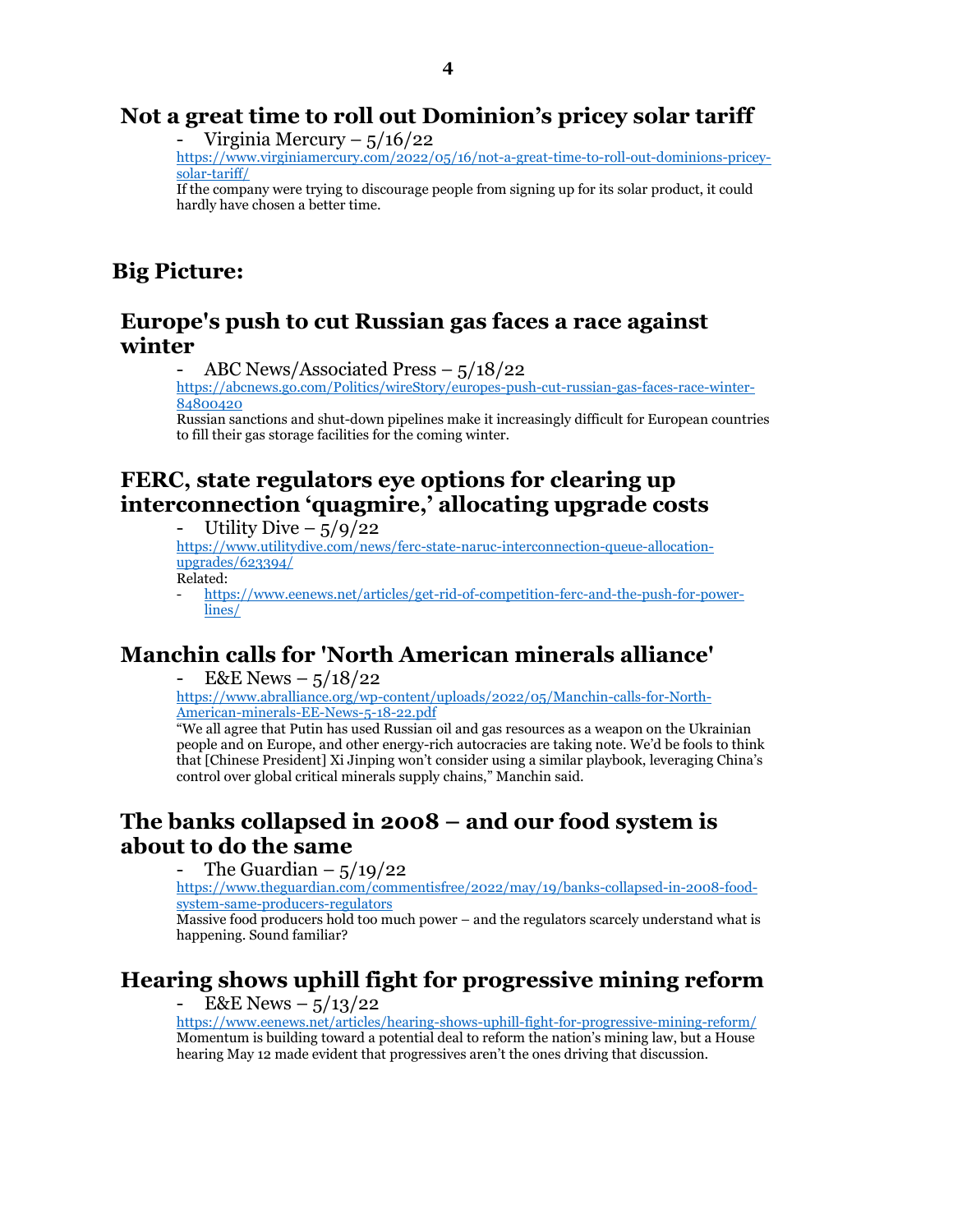## Not a great time to roll out Dominion's pricey solar tariff

- Virginia Mercury – 5/16/22

https://www.virginiamercury.com/2022/05/16/not-a-great-time-to-roll-out-dominions-pricey-solar-tariff/

If the company were trying to discourage people from signing up for its solar product, it could hardly have chosen a better time.

# Big Picture:

## Europe's push to cut Russian gas faces a race against winter

- ABC News/Associated Press – 5/18/22

https://abcnews.go.com/Politics/wireStory/europes-push-cut-russian-gas-faces-race-winter-84800420

Russian sanctions and shut-down pipelines make it increasingly difficult for European countries to fill their gas storage facilities for the coming winter.

## FERC, state regulators eye options for clearing up interconnection 'quagmire,' allocating upgrade costs

- Utility Dive – 5/9/22

https://www.utilitydive.com/news/ferc-state-naruc-interconnection-queue-allocation-upgrades/623394/

Related:

- https://www.eenews.net/articles/get-rid-of-competition-ferc-and-the-push-for-power-lines/

## Manchin calls for 'North American minerals alliance'

- E&E News – 5/18/22

https://www.abralliance.org/wp-content/uploads/2022/05/Manchin-calls-for-North-American-minerals-EE-News-5-18-22.pdf

"We all agree that Putin has used Russian oil and gas resources as a weapon on the Ukrainian people and on Europe, and other energy-rich autocracies are taking note. We'd be fools to think that [Chinese President] Xi Jinping won't consider using a similar playbook, leveraging China's control over global critical minerals supply chains," Manchin said.

## The banks collapsed in 2008 – and our food system is about to do the same

- The Guardian – 5/19/22

https://www.theguardian.com/commentisfree/2022/may/19/banks-collapsed-in-2008-food-system-same-producers-regulators

Massive food producers hold too much power – and the regulators scarcely understand what is happening. Sound familiar?

## Hearing shows uphill fight for progressive mining reform

- E&E News – 5/13/22

https://www.eenews.net/articles/hearing-shows-uphill-fight-for-progressive-mining-reform/

Momentum is building toward a potential deal to reform the nation's mining law, but a House hearing May 12 made evident that progressives aren't the ones driving that discussion.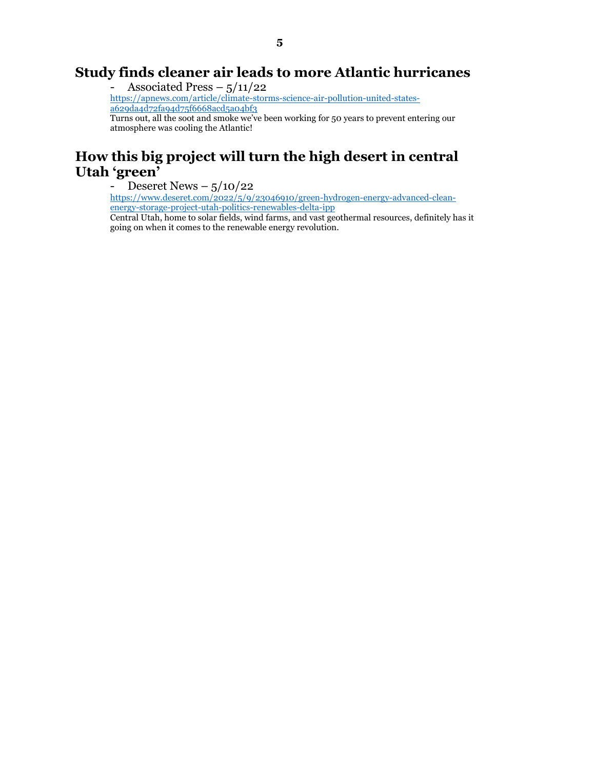## Study finds cleaner air leads to more Atlantic hurricanes

- Associated Press – 5/11/22

[https://apnews.com/article/climate-storms-science-air-pollution-united-states-a629da4d72fa94d75f6668acd5a04bf3](https://apnews.com/article/climate-storms-science-air-pollution-united-states-a629da4d72fa94d75f6668acd5a04bf3)

Turns out, all the soot and smoke we've been working for 50 years to prevent entering our atmosphere was cooling the Atlantic!

## How this big project will turn the high desert in central Utah 'green'

- Deseret News – 5/10/22

[https://www.deseret.com/2022/5/9/23046910/green-hydrogen-energy-advanced-clean-energy-storage-project-utah-politics-renewables-delta-ipp](https://www.deseret.com/2022/5/9/23046910/green-hydrogen-energy-advanced-clean-energy-storage-project-utah-politics-renewables-delta-ipp)

Central Utah, home to solar fields, wind farms, and vast geothermal resources, definitely has it going on when it comes to the renewable energy revolution.